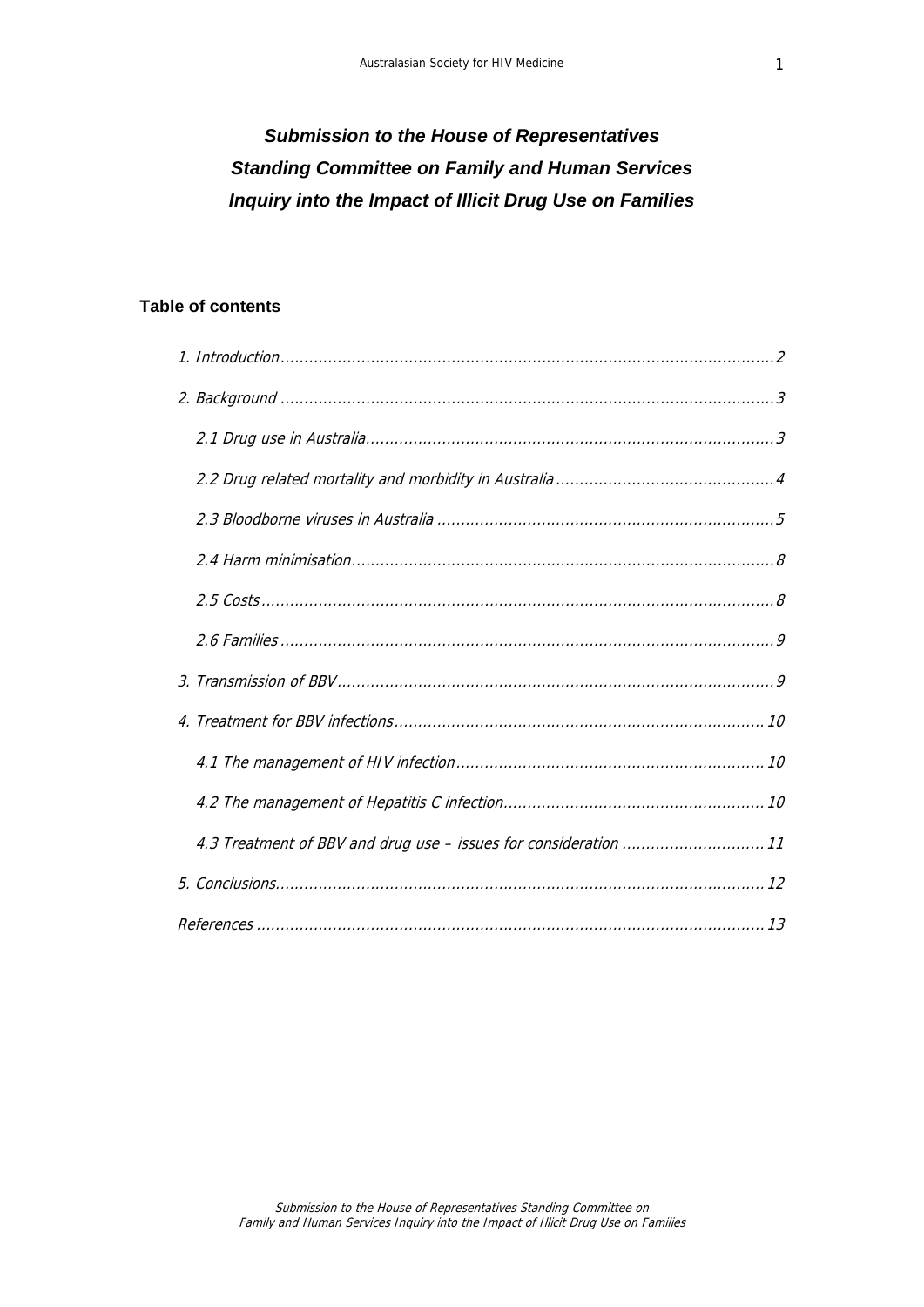# *Submission to the House of Representatives Standing Committee on Family and Human Services Inquiry into the Impact of Illicit Drug Use on Families*

## Table of contents

*1. Introduction .......... 2*

*2. Background .......... 3*

*2.1 Drug use in Australia .......... 3*

*2.2 Drug related mortality and morbidity in Australia .......... 4*

*2.3 Bloodborne viruses in Australia .......... 5*

*2.4 Harm minimisation .......... 8*

*2.5 Costs .......... 8*

*2.6 Families .......... 9*

*3. Transmission of BBV .......... 9*

*4. Treatment for BBV infections .......... 10*

*4.1 The management of HIV infection .......... 10*

*4.2 The management of Hepatitis C infection .......... 10*

*4.3 Treatment of BBV and drug use – issues for consideration .......... 11*

*5. Conclusions .......... 12*

*References .......... 13*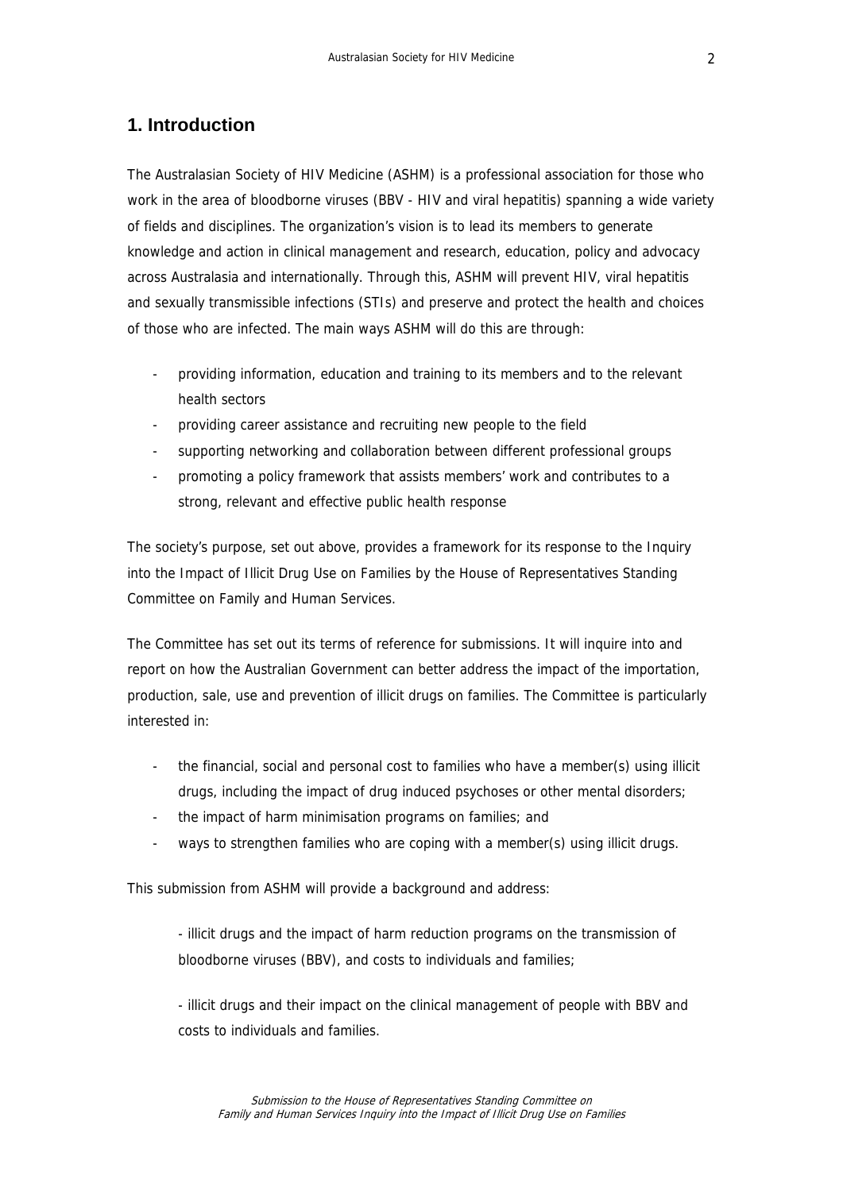## 1. Introduction

The Australasian Society of HIV Medicine (ASHM) is a professional association for those who work in the area of bloodborne viruses (BBV - HIV and viral hepatitis) spanning a wide variety of fields and disciplines. The organization's vision is to lead its members to generate knowledge and action in clinical management and research, education, policy and advocacy across Australasia and internationally. Through this, ASHM will prevent HIV, viral hepatitis and sexually transmissible infections (STIs) and preserve and protect the health and choices of those who are infected. The main ways ASHM will do this are through:

- providing information, education and training to its members and to the relevant health sectors
- providing career assistance and recruiting new people to the field
- supporting networking and collaboration between different professional groups
- promoting a policy framework that assists members' work and contributes to a strong, relevant and effective public health response

The society's purpose, set out above, provides a framework for its response to the Inquiry into the Impact of Illicit Drug Use on Families by the House of Representatives Standing Committee on Family and Human Services.

The Committee has set out its terms of reference for submissions. It will inquire into and report on how the Australian Government can better address the impact of the importation, production, sale, use and prevention of illicit drugs on families. The Committee is particularly interested in:

- the financial, social and personal cost to families who have a member(s) using illicit drugs, including the impact of drug induced psychoses or other mental disorders;
- the impact of harm minimisation programs on families; and
- ways to strengthen families who are coping with a member(s) using illicit drugs.

This submission from ASHM will provide a background and address:

- illicit drugs and the impact of harm reduction programs on the transmission of bloodborne viruses (BBV), and costs to individuals and families;

- illicit drugs and their impact on the clinical management of people with BBV and costs to individuals and families.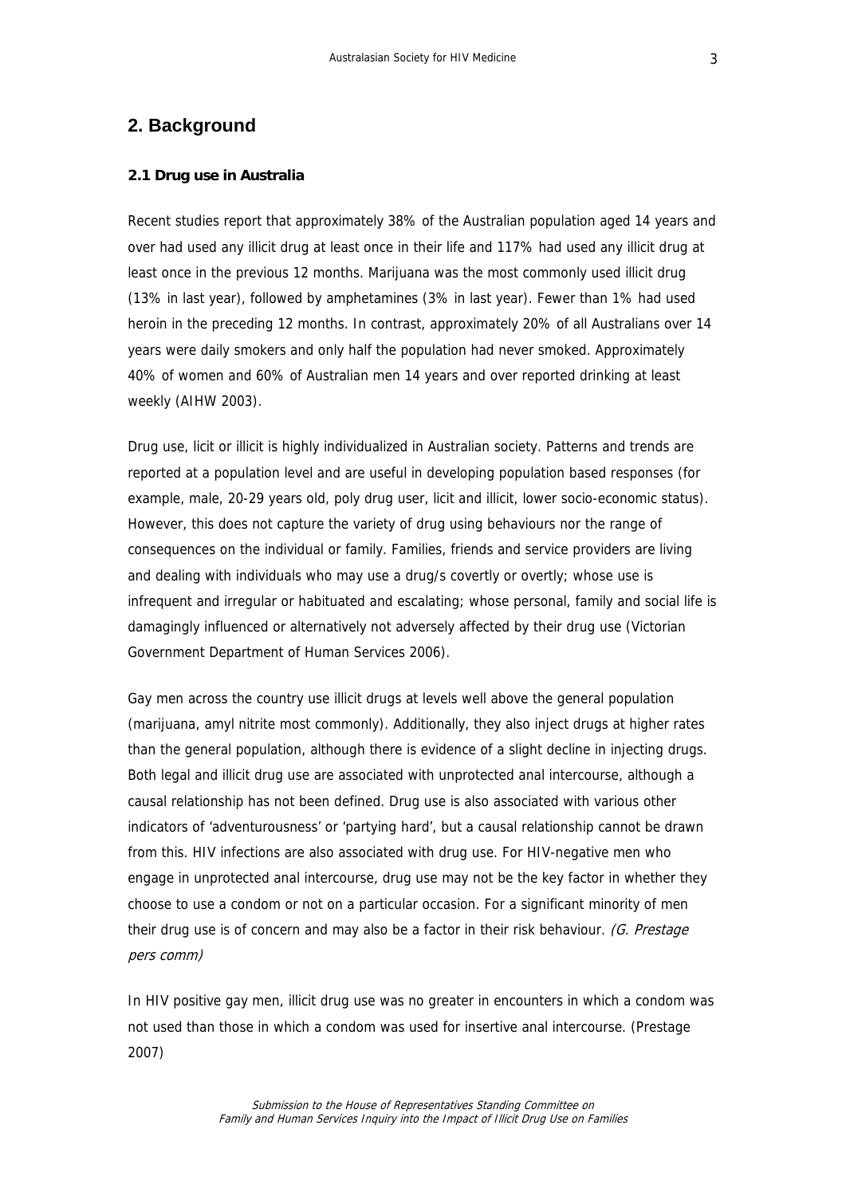## 2. Background

### 2.1 Drug use in Australia

Recent studies report that approximately 38% of the Australian population aged 14 years and over had used any illicit drug at least once in their life and 117% had used any illicit drug at least once in the previous 12 months. Marijuana was the most commonly used illicit drug (13% in last year), followed by amphetamines (3% in last year). Fewer than 1% had used heroin in the preceding 12 months. In contrast, approximately 20% of all Australians over 14 years were daily smokers and only half the population had never smoked. Approximately 40% of women and 60% of Australian men 14 years and over reported drinking at least weekly (AIHW 2003).

Drug use, licit or illicit is highly individualized in Australian society. Patterns and trends are reported at a population level and are useful in developing population based responses (for example, male, 20-29 years old, poly drug user, licit and illicit, lower socio-economic status). However, this does not capture the variety of drug using behaviours nor the range of consequences on the individual or family. Families, friends and service providers are living and dealing with individuals who may use a drug/s covertly or overtly; whose use is infrequent and irregular or habituated and escalating; whose personal, family and social life is damagingly influenced or alternatively not adversely affected by their drug use (Victorian Government Department of Human Services 2006).

Gay men across the country use illicit drugs at levels well above the general population (marijuana, amyl nitrite most commonly). Additionally, they also inject drugs at higher rates than the general population, although there is evidence of a slight decline in injecting drugs. Both legal and illicit drug use are associated with unprotected anal intercourse, although a causal relationship has not been defined. Drug use is also associated with various other indicators of 'adventurousness' or 'partying hard', but a causal relationship cannot be drawn from this. HIV infections are also associated with drug use. For HIV-negative men who engage in unprotected anal intercourse, drug use may not be the key factor in whether they choose to use a condom or not on a particular occasion. For a significant minority of men their drug use is of concern and may also be a factor in their risk behaviour. *(G. Prestage pers comm)*

In HIV positive gay men, illicit drug use was no greater in encounters in which a condom was not used than those in which a condom was used for insertive anal intercourse. (Prestage 2007)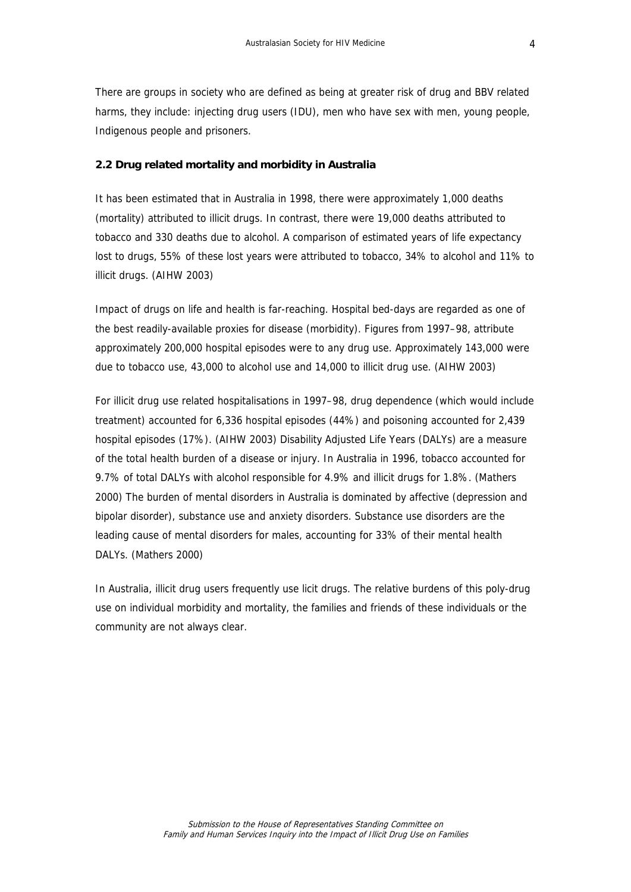There are groups in society who are defined as being at greater risk of drug and BBV related harms, they include: injecting drug users (IDU), men who have sex with men, young people, Indigenous people and prisoners.

### 2.2 Drug related mortality and morbidity in Australia

It has been estimated that in Australia in 1998, there were approximately 1,000 deaths (mortality) attributed to illicit drugs. In contrast, there were 19,000 deaths attributed to tobacco and 330 deaths due to alcohol. A comparison of estimated years of life expectancy lost to drugs, 55% of these lost years were attributed to tobacco, 34% to alcohol and 11% to illicit drugs. (AIHW 2003)

Impact of drugs on life and health is far-reaching. Hospital bed-days are regarded as one of the best readily-available proxies for disease (morbidity). Figures from 1997–98, attribute approximately 200,000 hospital episodes were to any drug use. Approximately 143,000 were due to tobacco use, 43,000 to alcohol use and 14,000 to illicit drug use. (AIHW 2003)

For illicit drug use related hospitalisations in 1997–98, drug dependence (which would include treatment) accounted for 6,336 hospital episodes (44%) and poisoning accounted for 2,439 hospital episodes (17%). (AIHW 2003) Disability Adjusted Life Years (DALYs) are a measure of the total health burden of a disease or injury. In Australia in 1996, tobacco accounted for 9.7% of total DALYs with alcohol responsible for 4.9% and illicit drugs for 1.8%. (Mathers 2000) The burden of mental disorders in Australia is dominated by affective (depression and bipolar disorder), substance use and anxiety disorders. Substance use disorders are the leading cause of mental disorders for males, accounting for 33% of their mental health DALYs. (Mathers 2000)

In Australia, illicit drug users frequently use licit drugs. The relative burdens of this poly-drug use on individual morbidity and mortality, the families and friends of these individuals or the community are not always clear.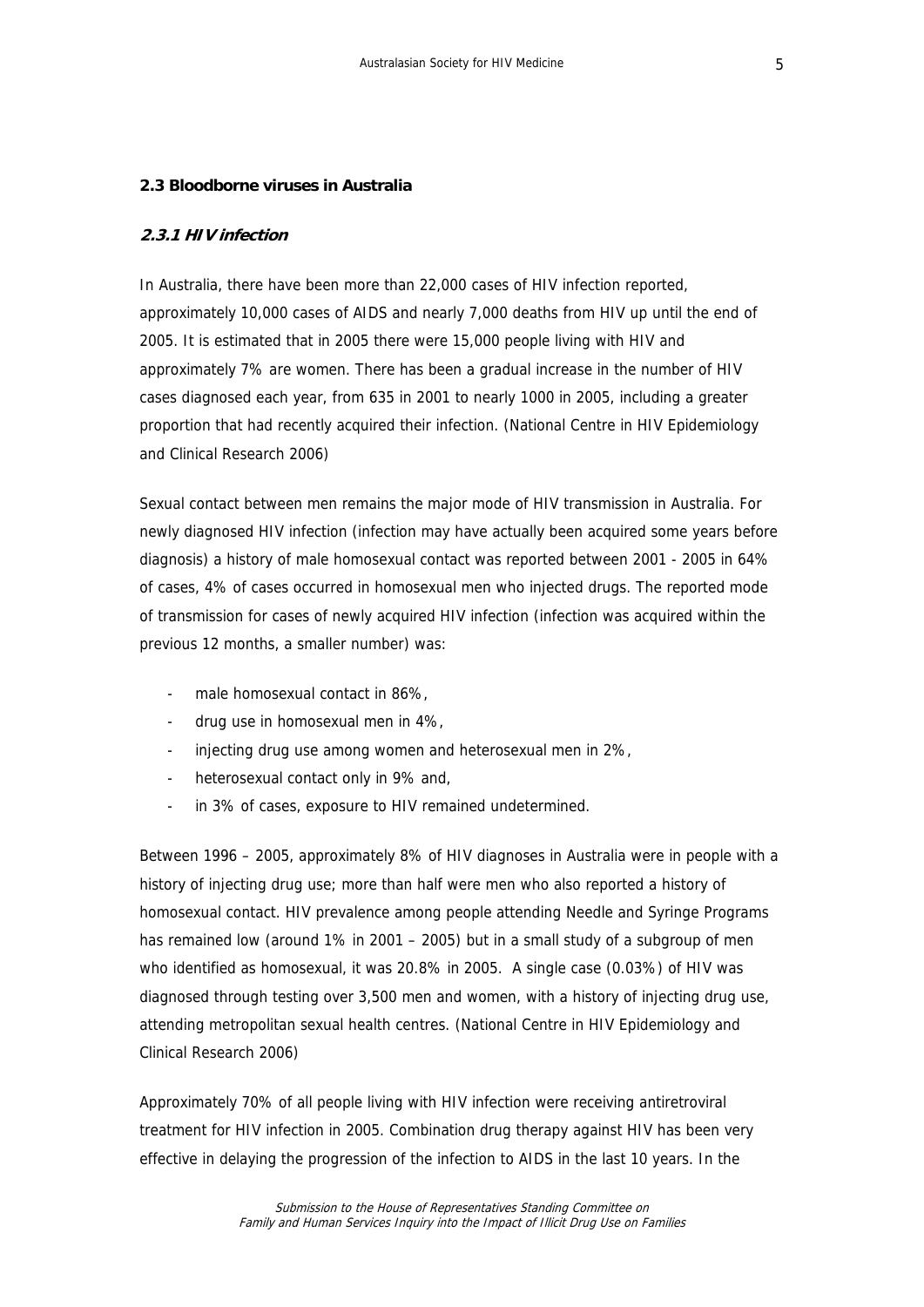## 2.3 Bloodborne viruses in Australia

### *2.3.1 HIV infection*

In Australia, there have been more than 22,000 cases of HIV infection reported, approximately 10,000 cases of AIDS and nearly 7,000 deaths from HIV up until the end of 2005. It is estimated that in 2005 there were 15,000 people living with HIV and approximately 7% are women. There has been a gradual increase in the number of HIV cases diagnosed each year, from 635 in 2001 to nearly 1000 in 2005, including a greater proportion that had recently acquired their infection. (National Centre in HIV Epidemiology and Clinical Research 2006)

Sexual contact between men remains the major mode of HIV transmission in Australia. For newly diagnosed HIV infection (infection may have actually been acquired some years before diagnosis) a history of male homosexual contact was reported between 2001 - 2005 in 64% of cases, 4% of cases occurred in homosexual men who injected drugs. The reported mode of transmission for cases of newly acquired HIV infection (infection was acquired within the previous 12 months, a smaller number) was:

- male homosexual contact in 86%,
- drug use in homosexual men in 4%,
- injecting drug use among women and heterosexual men in 2%,
- heterosexual contact only in 9% and,
- in 3% of cases, exposure to HIV remained undetermined.

Between 1996 – 2005, approximately 8% of HIV diagnoses in Australia were in people with a history of injecting drug use; more than half were men who also reported a history of homosexual contact. HIV prevalence among people attending Needle and Syringe Programs has remained low (around 1% in 2001 – 2005) but in a small study of a subgroup of men who identified as homosexual, it was 20.8% in 2005. A single case (0.03%) of HIV was diagnosed through testing over 3,500 men and women, with a history of injecting drug use, attending metropolitan sexual health centres. (National Centre in HIV Epidemiology and Clinical Research 2006)

Approximately 70% of all people living with HIV infection were receiving antiretroviral treatment for HIV infection in 2005. Combination drug therapy against HIV has been very effective in delaying the progression of the infection to AIDS in the last 10 years. In the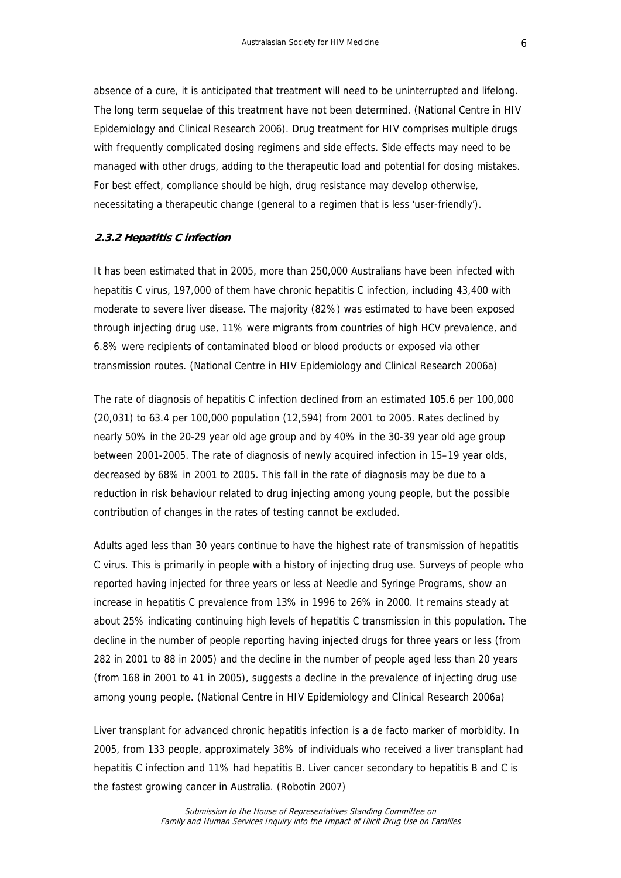absence of a cure, it is anticipated that treatment will need to be uninterrupted and lifelong. The long term sequelae of this treatment have not been determined. (National Centre in HIV Epidemiology and Clinical Research 2006). Drug treatment for HIV comprises multiple drugs with frequently complicated dosing regimens and side effects. Side effects may need to be managed with other drugs, adding to the therapeutic load and potential for dosing mistakes. For best effect, compliance should be high, drug resistance may develop otherwise, necessitating a therapeutic change (general to a regimen that is less 'user-friendly').

### *2.3.2 Hepatitis C infection*

It has been estimated that in 2005, more than 250,000 Australians have been infected with hepatitis C virus, 197,000 of them have chronic hepatitis C infection, including 43,400 with moderate to severe liver disease. The majority (82%) was estimated to have been exposed through injecting drug use, 11% were migrants from countries of high HCV prevalence, and 6.8% were recipients of contaminated blood or blood products or exposed via other transmission routes. (National Centre in HIV Epidemiology and Clinical Research 2006a)

The rate of diagnosis of hepatitis C infection declined from an estimated 105.6 per 100,000 (20,031) to 63.4 per 100,000 population (12,594) from 2001 to 2005. Rates declined by nearly 50% in the 20-29 year old age group and by 40% in the 30-39 year old age group between 2001-2005. The rate of diagnosis of newly acquired infection in 15–19 year olds, decreased by 68% in 2001 to 2005. This fall in the rate of diagnosis may be due to a reduction in risk behaviour related to drug injecting among young people, but the possible contribution of changes in the rates of testing cannot be excluded.

Adults aged less than 30 years continue to have the highest rate of transmission of hepatitis C virus. This is primarily in people with a history of injecting drug use. Surveys of people who reported having injected for three years or less at Needle and Syringe Programs, show an increase in hepatitis C prevalence from 13% in 1996 to 26% in 2000. It remains steady at about 25% indicating continuing high levels of hepatitis C transmission in this population. The decline in the number of people reporting having injected drugs for three years or less (from 282 in 2001 to 88 in 2005) and the decline in the number of people aged less than 20 years (from 168 in 2001 to 41 in 2005), suggests a decline in the prevalence of injecting drug use among young people. (National Centre in HIV Epidemiology and Clinical Research 2006a)

Liver transplant for advanced chronic hepatitis infection is a de facto marker of morbidity. In 2005, from 133 people, approximately 38% of individuals who received a liver transplant had hepatitis C infection and 11% had hepatitis B. Liver cancer secondary to hepatitis B and C is the fastest growing cancer in Australia. (Robotin 2007)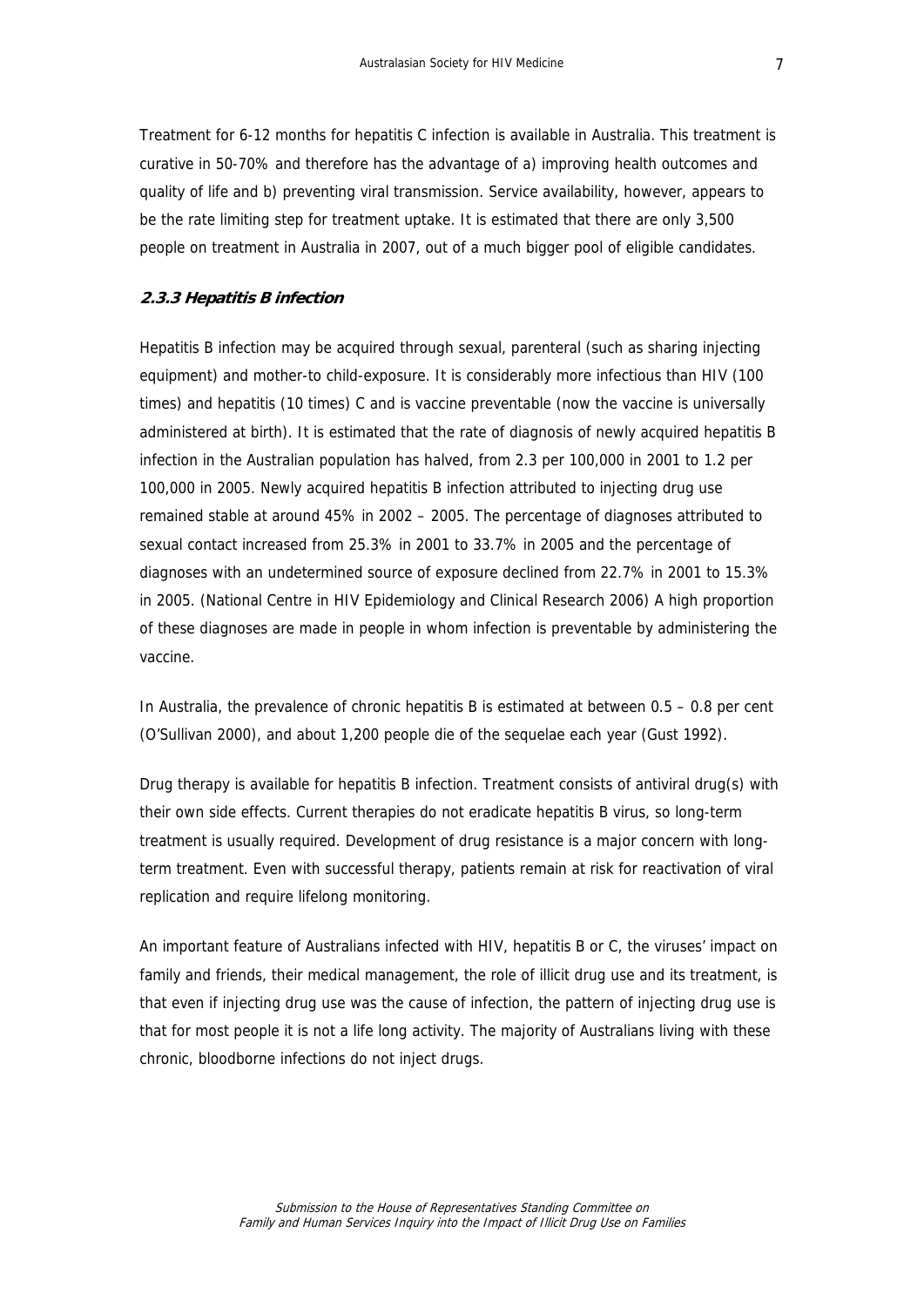Treatment for 6-12 months for hepatitis C infection is available in Australia. This treatment is curative in 50-70% and therefore has the advantage of a) improving health outcomes and quality of life and b) preventing viral transmission. Service availability, however, appears to be the rate limiting step for treatment uptake. It is estimated that there are only 3,500 people on treatment in Australia in 2007, out of a much bigger pool of eligible candidates.

### *2.3.3 Hepatitis B infection*

Hepatitis B infection may be acquired through sexual, parenteral (such as sharing injecting equipment) and mother-to child-exposure. It is considerably more infectious than HIV (100 times) and hepatitis (10 times) C and is vaccine preventable (now the vaccine is universally administered at birth). It is estimated that the rate of diagnosis of newly acquired hepatitis B infection in the Australian population has halved, from 2.3 per 100,000 in 2001 to 1.2 per 100,000 in 2005. Newly acquired hepatitis B infection attributed to injecting drug use remained stable at around 45% in 2002 – 2005. The percentage of diagnoses attributed to sexual contact increased from 25.3% in 2001 to 33.7% in 2005 and the percentage of diagnoses with an undetermined source of exposure declined from 22.7% in 2001 to 15.3% in 2005. (National Centre in HIV Epidemiology and Clinical Research 2006) A high proportion of these diagnoses are made in people in whom infection is preventable by administering the vaccine.

In Australia, the prevalence of chronic hepatitis B is estimated at between 0.5 – 0.8 per cent (O'Sullivan 2000), and about 1,200 people die of the sequelae each year (Gust 1992).

Drug therapy is available for hepatitis B infection. Treatment consists of antiviral drug(s) with their own side effects. Current therapies do not eradicate hepatitis B virus, so long-term treatment is usually required. Development of drug resistance is a major concern with long-term treatment. Even with successful therapy, patients remain at risk for reactivation of viral replication and require lifelong monitoring.

An important feature of Australians infected with HIV, hepatitis B or C, the viruses' impact on family and friends, their medical management, the role of illicit drug use and its treatment, is that even if injecting drug use was the cause of infection, the pattern of injecting drug use is that for most people it is not a life long activity. The majority of Australians living with these chronic, bloodborne infections do not inject drugs.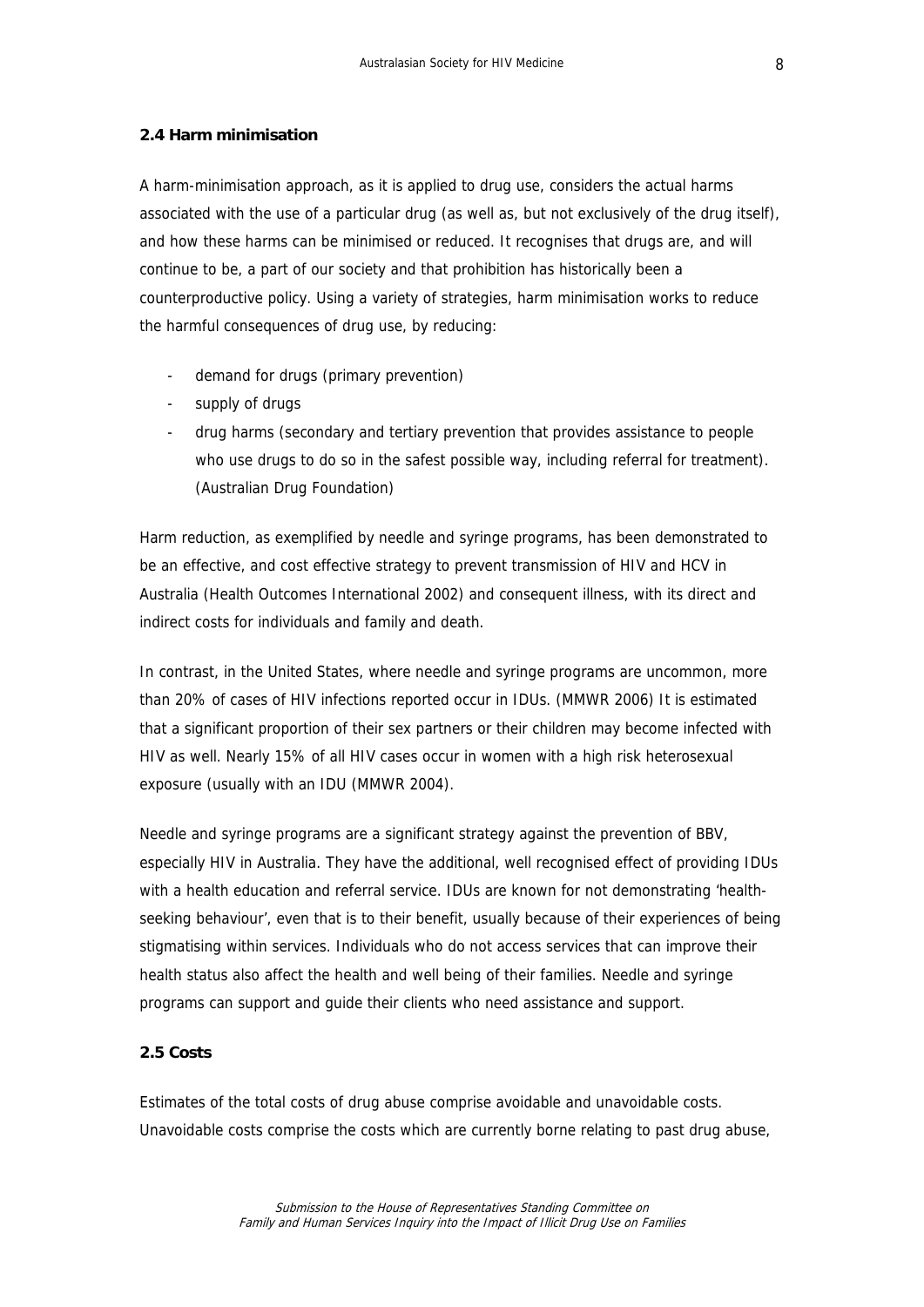### 2.4 Harm minimisation

A harm-minimisation approach, as it is applied to drug use, considers the actual harms associated with the use of a particular drug (as well as, but not exclusively of the drug itself), and how these harms can be minimised or reduced. It recognises that drugs are, and will continue to be, a part of our society and that prohibition has historically been a counterproductive policy. Using a variety of strategies, harm minimisation works to reduce the harmful consequences of drug use, by reducing:

- demand for drugs (primary prevention)
- supply of drugs
- drug harms (secondary and tertiary prevention that provides assistance to people who use drugs to do so in the safest possible way, including referral for treatment). (Australian Drug Foundation)

Harm reduction, as exemplified by needle and syringe programs, has been demonstrated to be an effective, and cost effective strategy to prevent transmission of HIV and HCV in Australia (Health Outcomes International 2002) and consequent illness, with its direct and indirect costs for individuals and family and death.

In contrast, in the United States, where needle and syringe programs are uncommon, more than 20% of cases of HIV infections reported occur in IDUs. (MMWR 2006) It is estimated that a significant proportion of their sex partners or their children may become infected with HIV as well. Nearly 15% of all HIV cases occur in women with a high risk heterosexual exposure (usually with an IDU (MMWR 2004).

Needle and syringe programs are a significant strategy against the prevention of BBV, especially HIV in Australia. They have the additional, well recognised effect of providing IDUs with a health education and referral service. IDUs are known for not demonstrating 'health-seeking behaviour', even that is to their benefit, usually because of their experiences of being stigmatising within services. Individuals who do not access services that can improve their health status also affect the health and well being of their families. Needle and syringe programs can support and guide their clients who need assistance and support.

### 2.5 Costs

Estimates of the total costs of drug abuse comprise avoidable and unavoidable costs. Unavoidable costs comprise the costs which are currently borne relating to past drug abuse,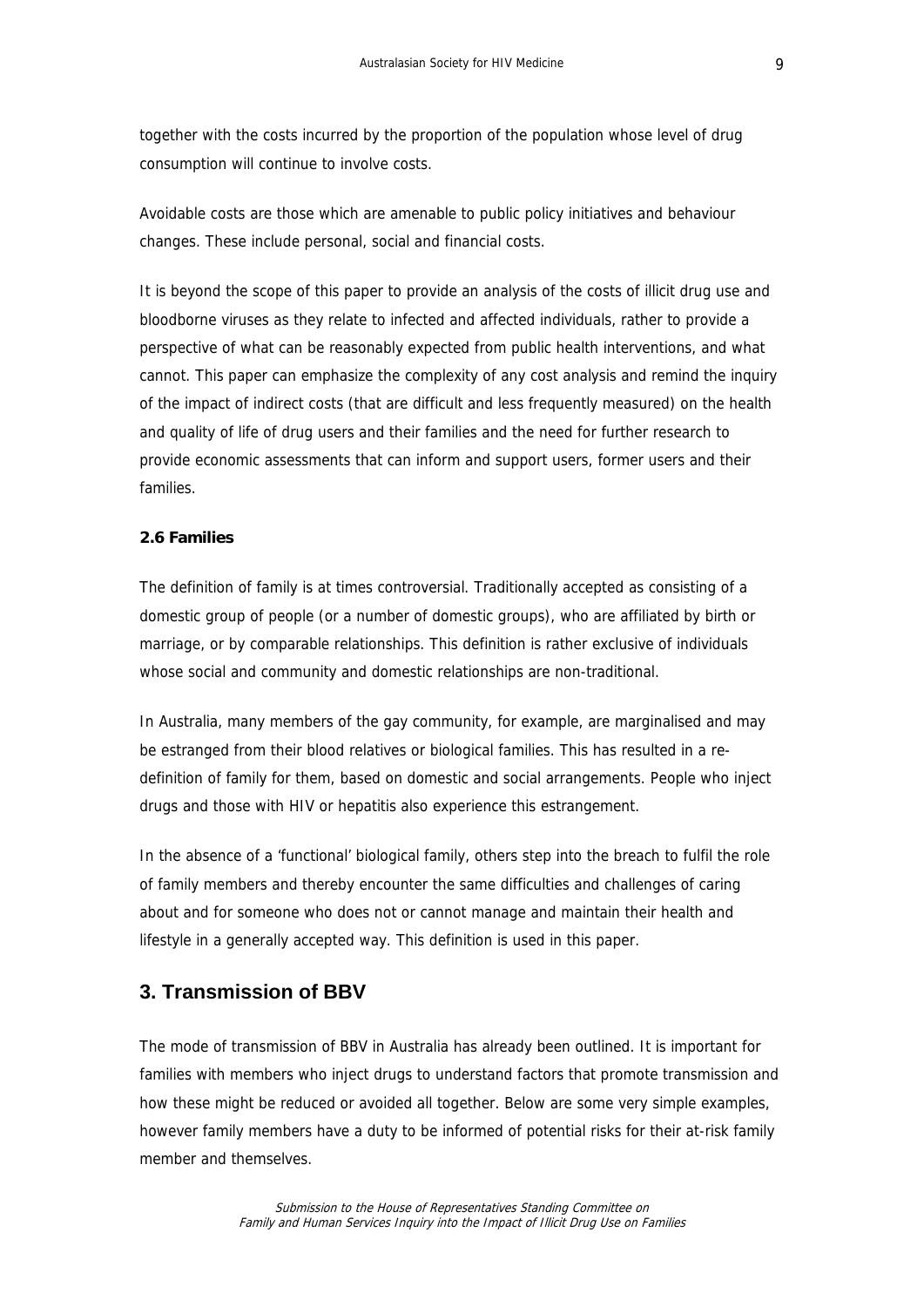together with the costs incurred by the proportion of the population whose level of drug consumption will continue to involve costs.

Avoidable costs are those which are amenable to public policy initiatives and behaviour changes. These include personal, social and financial costs.

It is beyond the scope of this paper to provide an analysis of the costs of illicit drug use and bloodborne viruses as they relate to infected and affected individuals, rather to provide a perspective of what can be reasonably expected from public health interventions, and what cannot. This paper can emphasize the complexity of any cost analysis and remind the inquiry of the impact of indirect costs (that are difficult and less frequently measured) on the health and quality of life of drug users and their families and the need for further research to provide economic assessments that can inform and support users, former users and their families.

### 2.6 Families

The definition of family is at times controversial. Traditionally accepted as consisting of a domestic group of people (or a number of domestic groups), who are affiliated by birth or marriage, or by comparable relationships. This definition is rather exclusive of individuals whose social and community and domestic relationships are non-traditional.

In Australia, many members of the gay community, for example, are marginalised and may be estranged from their blood relatives or biological families. This has resulted in a re-definition of family for them, based on domestic and social arrangements. People who inject drugs and those with HIV or hepatitis also experience this estrangement.

In the absence of a 'functional' biological family, others step into the breach to fulfil the role of family members and thereby encounter the same difficulties and challenges of caring about and for someone who does not or cannot manage and maintain their health and lifestyle in a generally accepted way. This definition is used in this paper.

## 3. Transmission of BBV

The mode of transmission of BBV in Australia has already been outlined. It is important for families with members who inject drugs to understand factors that promote transmission and how these might be reduced or avoided all together. Below are some very simple examples, however family members have a duty to be informed of potential risks for their at-risk family member and themselves.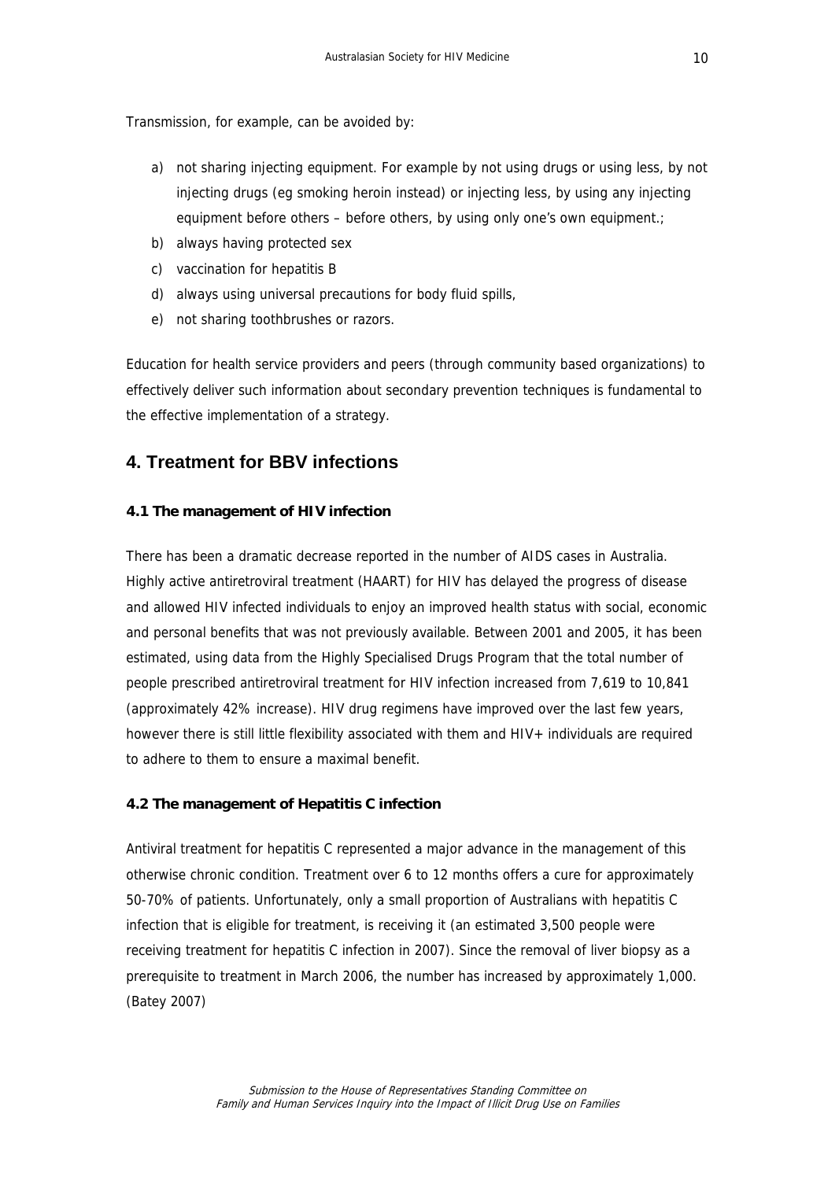Transmission, for example, can be avoided by:

a) not sharing injecting equipment. For example by not using drugs or using less, by not injecting drugs (eg smoking heroin instead) or injecting less, by using any injecting equipment before others – before others, by using only one's own equipment.;
b) always having protected sex
c) vaccination for hepatitis B
d) always using universal precautions for body fluid spills,
e) not sharing toothbrushes or razors.

Education for health service providers and peers (through community based organizations) to effectively deliver such information about secondary prevention techniques is fundamental to the effective implementation of a strategy.

## 4. Treatment for BBV infections

### 4.1 The management of HIV infection

There has been a dramatic decrease reported in the number of AIDS cases in Australia. Highly active antiretroviral treatment (HAART) for HIV has delayed the progress of disease and allowed HIV infected individuals to enjoy an improved health status with social, economic and personal benefits that was not previously available. Between 2001 and 2005, it has been estimated, using data from the Highly Specialised Drugs Program that the total number of people prescribed antiretroviral treatment for HIV infection increased from 7,619 to 10,841 (approximately 42% increase). HIV drug regimens have improved over the last few years, however there is still little flexibility associated with them and HIV+ individuals are required to adhere to them to ensure a maximal benefit.

### 4.2 The management of Hepatitis C infection

Antiviral treatment for hepatitis C represented a major advance in the management of this otherwise chronic condition. Treatment over 6 to 12 months offers a cure for approximately 50-70% of patients. Unfortunately, only a small proportion of Australians with hepatitis C infection that is eligible for treatment, is receiving it (an estimated 3,500 people were receiving treatment for hepatitis C infection in 2007). Since the removal of liver biopsy as a prerequisite to treatment in March 2006, the number has increased by approximately 1,000. (Batey 2007)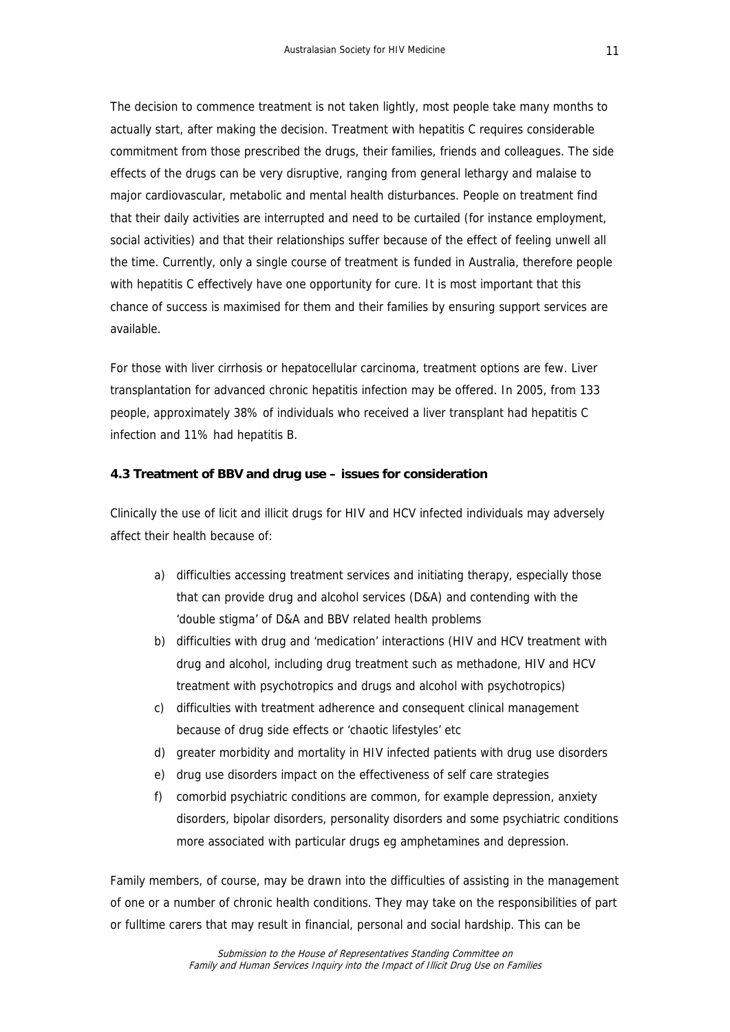The decision to commence treatment is not taken lightly, most people take many months to actually start, after making the decision. Treatment with hepatitis C requires considerable commitment from those prescribed the drugs, their families, friends and colleagues. The side effects of the drugs can be very disruptive, ranging from general lethargy and malaise to major cardiovascular, metabolic and mental health disturbances. People on treatment find that their daily activities are interrupted and need to be curtailed (for instance employment, social activities) and that their relationships suffer because of the effect of feeling unwell all the time. Currently, only a single course of treatment is funded in Australia, therefore people with hepatitis C effectively have one opportunity for cure. It is most important that this chance of success is maximised for them and their families by ensuring support services are available.

For those with liver cirrhosis or hepatocellular carcinoma, treatment options are few. Liver transplantation for advanced chronic hepatitis infection may be offered. In 2005, from 133 people, approximately 38% of individuals who received a liver transplant had hepatitis C infection and 11% had hepatitis B.

### 4.3 Treatment of BBV and drug use – issues for consideration

Clinically the use of licit and illicit drugs for HIV and HCV infected individuals may adversely affect their health because of:

a) difficulties accessing treatment services and initiating therapy, especially those that can provide drug and alcohol services (D&A) and contending with the 'double stigma' of D&A and BBV related health problems
b) difficulties with drug and 'medication' interactions (HIV and HCV treatment with drug and alcohol, including drug treatment such as methadone, HIV and HCV treatment with psychotropics and drugs and alcohol with psychotropics)
c) difficulties with treatment adherence and consequent clinical management because of drug side effects or 'chaotic lifestyles' etc
d) greater morbidity and mortality in HIV infected patients with drug use disorders
e) drug use disorders impact on the effectiveness of self care strategies
f) comorbid psychiatric conditions are common, for example depression, anxiety disorders, bipolar disorders, personality disorders and some psychiatric conditions more associated with particular drugs eg amphetamines and depression.

Family members, of course, may be drawn into the difficulties of assisting in the management of one or a number of chronic health conditions. They may take on the responsibilities of part or fulltime carers that may result in financial, personal and social hardship. This can be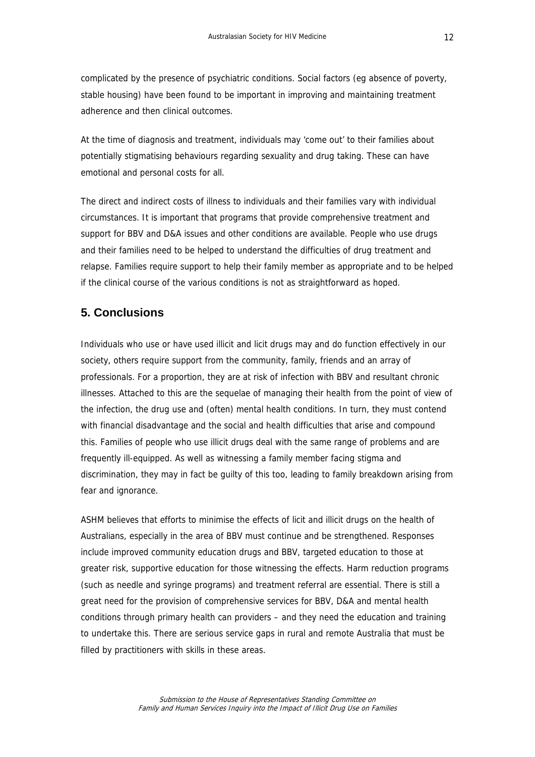complicated by the presence of psychiatric conditions. Social factors (eg absence of poverty, stable housing) have been found to be important in improving and maintaining treatment adherence and then clinical outcomes.

At the time of diagnosis and treatment, individuals may 'come out' to their families about potentially stigmatising behaviours regarding sexuality and drug taking. These can have emotional and personal costs for all.

The direct and indirect costs of illness to individuals and their families vary with individual circumstances. It is important that programs that provide comprehensive treatment and support for BBV and D&A issues and other conditions are available. People who use drugs and their families need to be helped to understand the difficulties of drug treatment and relapse. Families require support to help their family member as appropriate and to be helped if the clinical course of the various conditions is not as straightforward as hoped.

## 5. Conclusions

Individuals who use or have used illicit and licit drugs may and do function effectively in our society, others require support from the community, family, friends and an array of professionals. For a proportion, they are at risk of infection with BBV and resultant chronic illnesses. Attached to this are the sequelae of managing their health from the point of view of the infection, the drug use and (often) mental health conditions. In turn, they must contend with financial disadvantage and the social and health difficulties that arise and compound this. Families of people who use illicit drugs deal with the same range of problems and are frequently ill-equipped. As well as witnessing a family member facing stigma and discrimination, they may in fact be guilty of this too, leading to family breakdown arising from fear and ignorance.

ASHM believes that efforts to minimise the effects of licit and illicit drugs on the health of Australians, especially in the area of BBV must continue and be strengthened. Responses include improved community education drugs and BBV, targeted education to those at greater risk, supportive education for those witnessing the effects. Harm reduction programs (such as needle and syringe programs) and treatment referral are essential. There is still a great need for the provision of comprehensive services for BBV, D&A and mental health conditions through primary health can providers – and they need the education and training to undertake this. There are serious service gaps in rural and remote Australia that must be filled by practitioners with skills in these areas.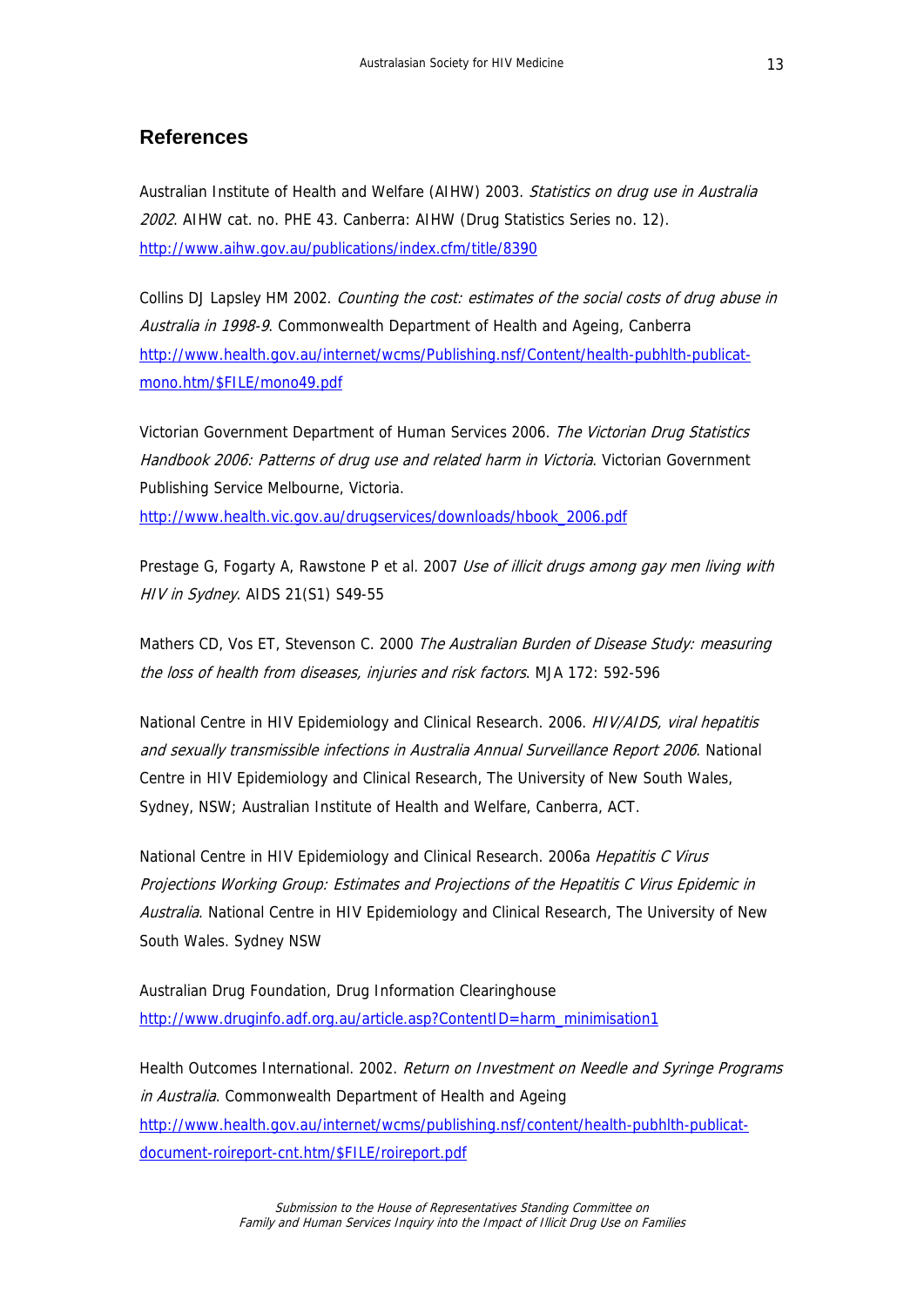## References

Australian Institute of Health and Welfare (AIHW) 2003. *Statistics on drug use in Australia 2002*. AIHW cat. no. PHE 43. Canberra: AIHW (Drug Statistics Series no. 12). http://www.aihw.gov.au/publications/index.cfm/title/8390

Collins DJ Lapsley HM 2002. *Counting the cost: estimates of the social costs of drug abuse in Australia in 1998-9*. Commonwealth Department of Health and Ageing, Canberra http://www.health.gov.au/internet/wcms/Publishing.nsf/Content/health-pubhlth-publicat-mono.htm/$FILE/mono49.pdf

Victorian Government Department of Human Services 2006. *The Victorian Drug Statistics Handbook 2006: Patterns of drug use and related harm in Victoria*. Victorian Government Publishing Service Melbourne, Victoria. http://www.health.vic.gov.au/drugservices/downloads/hbook_2006.pdf

Prestage G, Fogarty A, Rawstone P et al. 2007 *Use of illicit drugs among gay men living with HIV in Sydney*. AIDS 21(S1) S49-55

Mathers CD, Vos ET, Stevenson C. 2000 *The Australian Burden of Disease Study: measuring the loss of health from diseases, injuries and risk factors*. MJA 172: 592-596

National Centre in HIV Epidemiology and Clinical Research. 2006. *HIV/AIDS, viral hepatitis and sexually transmissible infections in Australia Annual Surveillance Report 2006*. National Centre in HIV Epidemiology and Clinical Research, The University of New South Wales, Sydney, NSW; Australian Institute of Health and Welfare, Canberra, ACT.

National Centre in HIV Epidemiology and Clinical Research. 2006a *Hepatitis C Virus Projections Working Group: Estimates and Projections of the Hepatitis C Virus Epidemic in Australia*. National Centre in HIV Epidemiology and Clinical Research, The University of New South Wales. Sydney NSW

Australian Drug Foundation, Drug Information Clearinghouse http://www.druginfo.adf.org.au/article.asp?ContentID=harm_minimisation1

Health Outcomes International. 2002. *Return on Investment on Needle and Syringe Programs in Australia*. Commonwealth Department of Health and Ageing http://www.health.gov.au/internet/wcms/publishing.nsf/content/health-pubhlth-publicat-document-roireport-cnt.htm/$FILE/roireport.pdf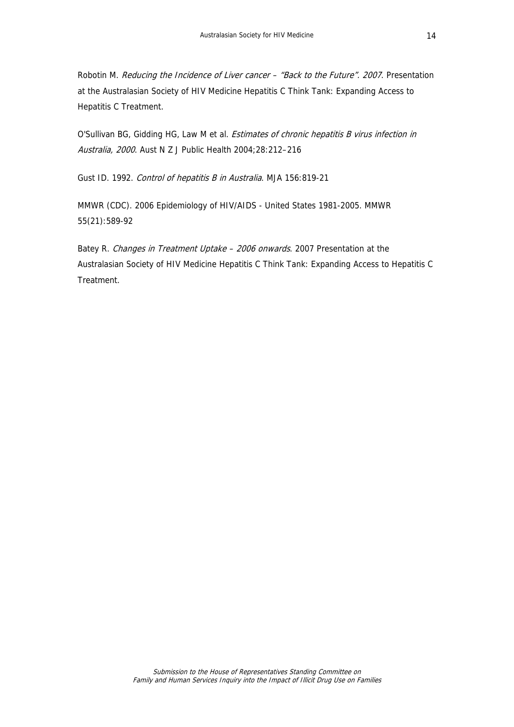Robotin M. *Reducing the Incidence of Liver cancer – "Back to the Future". 2007*. Presentation at the Australasian Society of HIV Medicine Hepatitis C Think Tank: Expanding Access to Hepatitis C Treatment.

O'Sullivan BG, Gidding HG, Law M et al. *Estimates of chronic hepatitis B virus infection in Australia, 2000*. Aust N Z J Public Health 2004;28:212–216

Gust ID. 1992. *Control of hepatitis B in Australia*. MJA 156:819-21

MMWR (CDC). 2006 Epidemiology of HIV/AIDS - United States 1981-2005. MMWR 55(21):589-92

Batey R. *Changes in Treatment Uptake – 2006 onwards*. 2007 Presentation at the Australasian Society of HIV Medicine Hepatitis C Think Tank: Expanding Access to Hepatitis C Treatment.